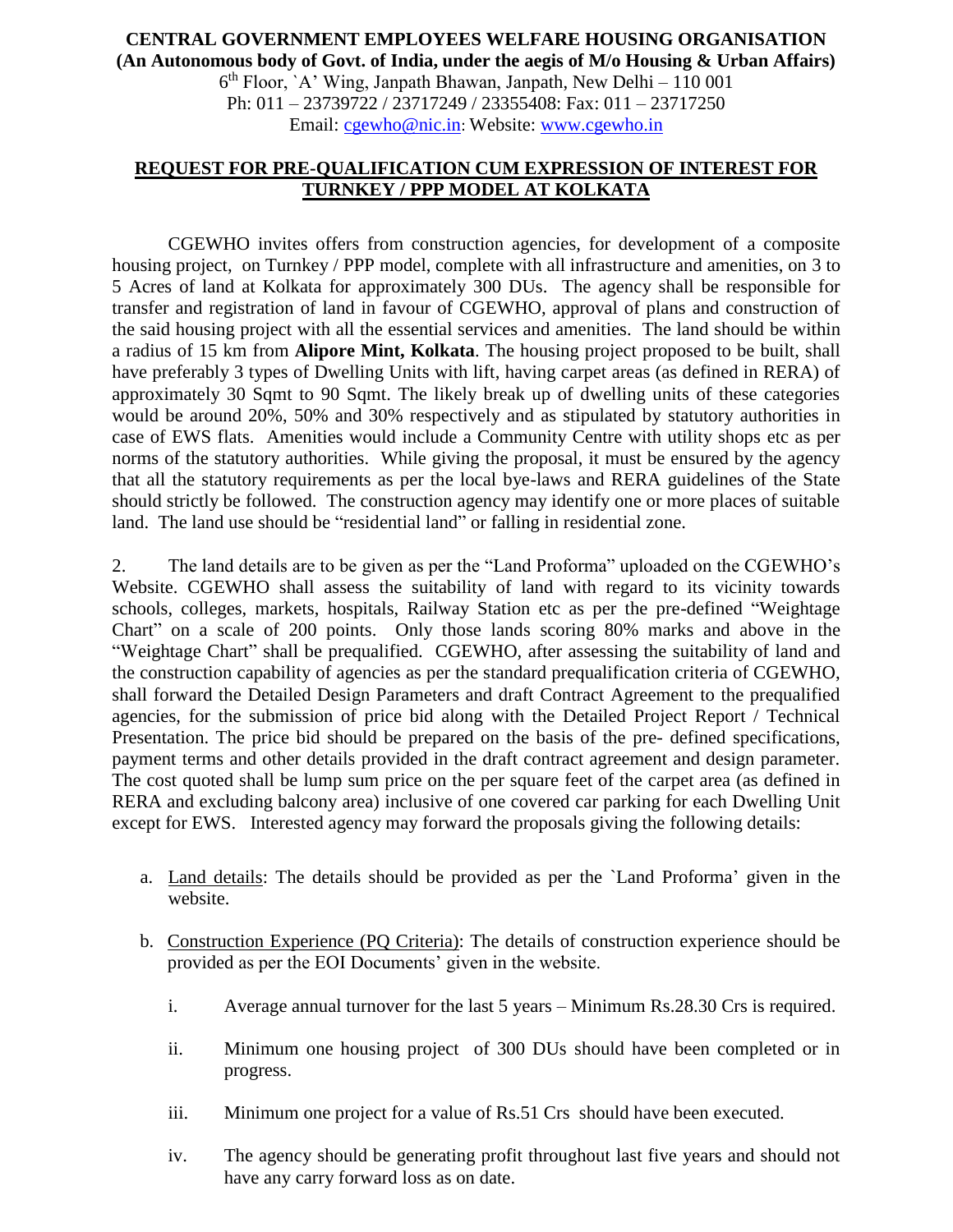**CENTRAL GOVERNMENT EMPLOYEES WELFARE HOUSING ORGANISATION**
**(An Autonomous body of Govt. of India, under the aegis of M/o Housing & Urban Affairs)**
6th Floor, `A' Wing, Janpath Bhawan, Janpath, New Delhi – 110 001
Ph: 011 – 23739722 / 23717249 / 23355408: Fax: 011 – 23717250
Email: cgewho@nic.in: Website: www.cgewho.in

## REQUEST FOR PRE-QUALIFICATION CUM EXPRESSION OF INTEREST FOR TURNKEY / PPP MODEL AT KOLKATA

CGEWHO invites offers from construction agencies, for development of a composite housing project, on Turnkey / PPP model, complete with all infrastructure and amenities, on 3 to 5 Acres of land at Kolkata for approximately 300 DUs. The agency shall be responsible for transfer and registration of land in favour of CGEWHO, approval of plans and construction of the said housing project with all the essential services and amenities. The land should be within a radius of 15 km from **Alipore Mint, Kolkata**. The housing project proposed to be built, shall have preferably 3 types of Dwelling Units with lift, having carpet areas (as defined in RERA) of approximately 30 Sqmt to 90 Sqmt. The likely break up of dwelling units of these categories would be around 20%, 50% and 30% respectively and as stipulated by statutory authorities in case of EWS flats. Amenities would include a Community Centre with utility shops etc as per norms of the statutory authorities. While giving the proposal, it must be ensured by the agency that all the statutory requirements as per the local bye-laws and RERA guidelines of the State should strictly be followed. The construction agency may identify one or more places of suitable land. The land use should be "residential land" or falling in residential zone.

2. The land details are to be given as per the "Land Proforma" uploaded on the CGEWHO's Website. CGEWHO shall assess the suitability of land with regard to its vicinity towards schools, colleges, markets, hospitals, Railway Station etc as per the pre-defined "Weightage Chart" on a scale of 200 points. Only those lands scoring 80% marks and above in the "Weightage Chart" shall be prequalified. CGEWHO, after assessing the suitability of land and the construction capability of agencies as per the standard prequalification criteria of CGEWHO, shall forward the Detailed Design Parameters and draft Contract Agreement to the prequalified agencies, for the submission of price bid along with the Detailed Project Report / Technical Presentation. The price bid should be prepared on the basis of the pre- defined specifications, payment terms and other details provided in the draft contract agreement and design parameter. The cost quoted shall be lump sum price on the per square feet of the carpet area (as defined in RERA and excluding balcony area) inclusive of one covered car parking for each Dwelling Unit except for EWS. Interested agency may forward the proposals giving the following details:

a. Land details: The details should be provided as per the `Land Proforma' given in the website.

b. Construction Experience (PQ Criteria): The details of construction experience should be provided as per the EOI Documents' given in the website.

   i. Average annual turnover for the last 5 years – Minimum Rs.28.30 Crs is required.

   ii. Minimum one housing project of 300 DUs should have been completed or in progress.

   iii. Minimum one project for a value of Rs.51 Crs should have been executed.

   iv. The agency should be generating profit throughout last five years and should not have any carry forward loss as on date.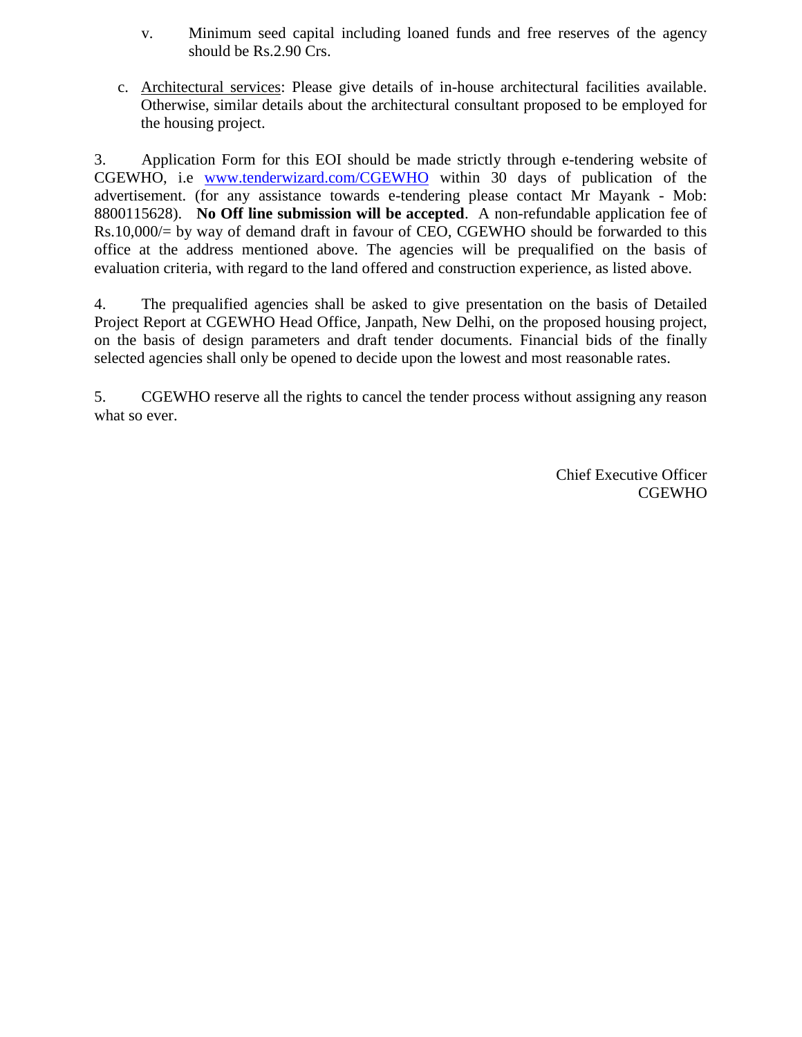v. Minimum seed capital including loaned funds and free reserves of the agency should be Rs.2.90 Crs.

c. Architectural services: Please give details of in-house architectural facilities available. Otherwise, similar details about the architectural consultant proposed to be employed for the housing project.

3. Application Form for this EOI should be made strictly through e-tendering website of CGEWHO, i.e www.tenderwizard.com/CGEWHO within 30 days of publication of the advertisement. (for any assistance towards e-tendering please contact Mr Mayank - Mob: 8800115628). **No Off line submission will be accepted**. A non-refundable application fee of Rs.10,000/= by way of demand draft in favour of CEO, CGEWHO should be forwarded to this office at the address mentioned above. The agencies will be prequalified on the basis of evaluation criteria, with regard to the land offered and construction experience, as listed above.

4. The prequalified agencies shall be asked to give presentation on the basis of Detailed Project Report at CGEWHO Head Office, Janpath, New Delhi, on the proposed housing project, on the basis of design parameters and draft tender documents. Financial bids of the finally selected agencies shall only be opened to decide upon the lowest and most reasonable rates.

5. CGEWHO reserve all the rights to cancel the tender process without assigning any reason what so ever.

Chief Executive Officer
CGEWHO